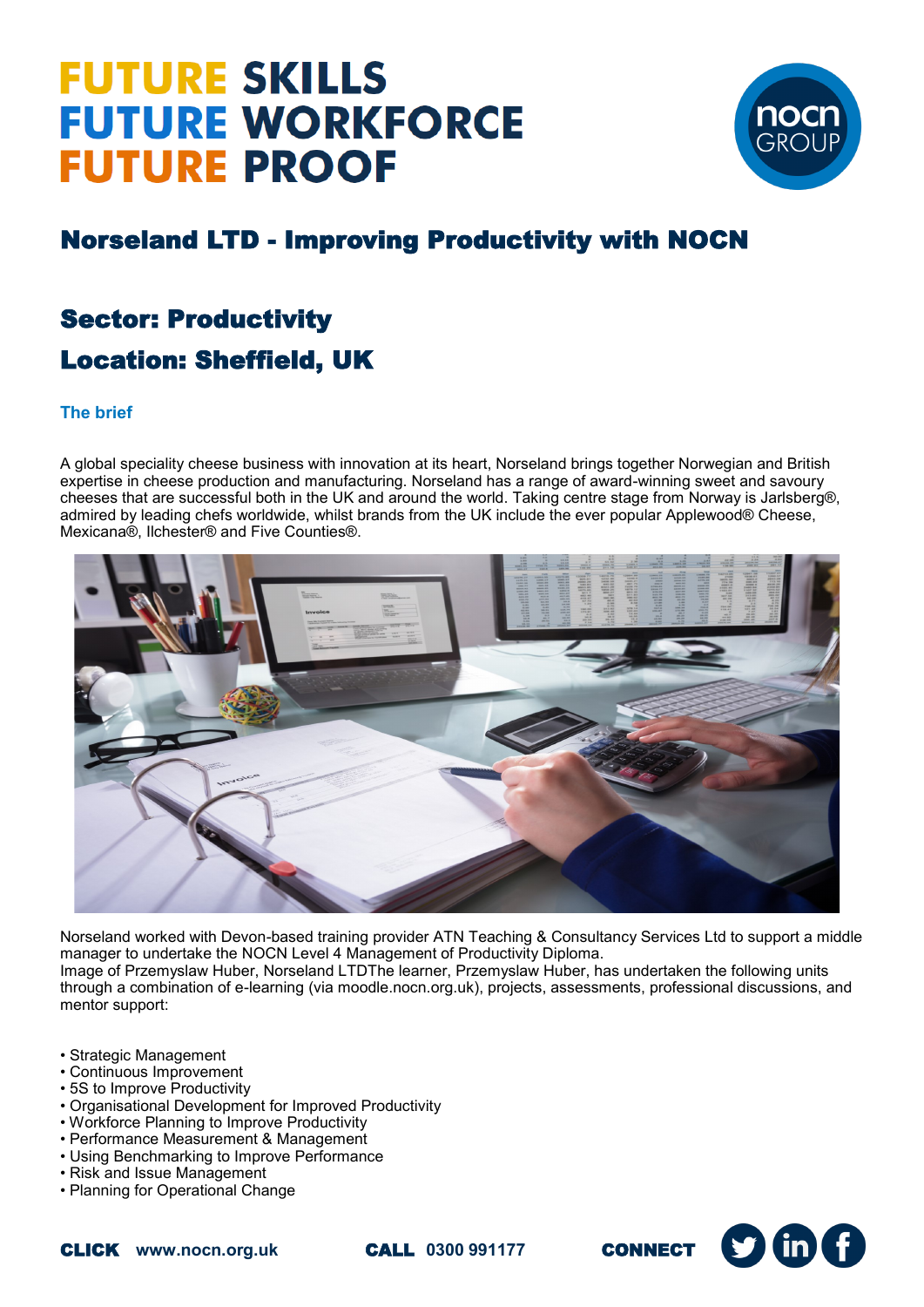# FUTURE SKILLS
# FUTURE WORKFORCE
# FUTURE PROOF

## Norseland LTD - Improving Productivity with NOCN

### Sector: Productivity

### Location: Sheffield, UK

#### The brief

A global speciality cheese business with innovation at its heart, Norseland brings together Norwegian and British expertise in cheese production and manufacturing. Norseland has a range of award-winning sweet and savoury cheeses that are successful both in the UK and around the world. Taking centre stage from Norway is Jarlsberg®, admired by leading chefs worldwide, whilst brands from the UK include the ever popular Applewood® Cheese, Mexicana®, Ilchester® and Five Counties®.

Norseland worked with Devon-based training provider ATN Teaching & Consultancy Services Ltd to support a middle manager to undertake the NOCN Level 4 Management of Productivity Diploma.
Image of Przemyslaw Huber, Norseland LTDThe learner, Przemyslaw Huber, has undertaken the following units through a combination of e-learning (via moodle.nocn.org.uk), projects, assessments, professional discussions, and mentor support:

- Strategic Management
- Continuous Improvement
- 5S to Improve Productivity
- Organisational Development for Improved Productivity
- Workforce Planning to Improve Productivity
- Performance Measurement & Management
- Using Benchmarking to Improve Performance
- Risk and Issue Management
- Planning for Operational Change

**CLICK** www.nocn.org.uk **CALL** 0300 991177 **CONNECT**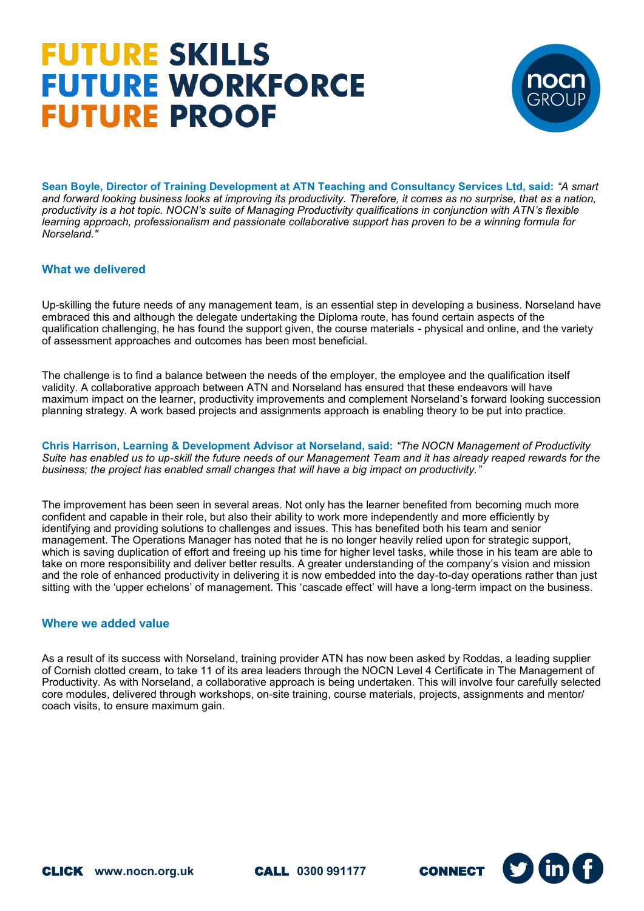# FUTURE SKILLS FUTURE WORKFORCE FUTURE PROOF

**Sean Boyle, Director of Training Development at ATN Teaching and Consultancy Services Ltd, said:** *"A smart and forward looking business looks at improving its productivity. Therefore, it comes as no surprise, that as a nation, productivity is a hot topic. NOCN's suite of Managing Productivity qualifications in conjunction with ATN's flexible learning approach, professionalism and passionate collaborative support has proven to be a winning formula for Norseland."*

## What we delivered

Up-skilling the future needs of any management team, is an essential step in developing a business. Norseland have embraced this and although the delegate undertaking the Diploma route, has found certain aspects of the qualification challenging, he has found the support given, the course materials - physical and online, and the variety of assessment approaches and outcomes has been most beneficial.

The challenge is to find a balance between the needs of the employer, the employee and the qualification itself validity. A collaborative approach between ATN and Norseland has ensured that these endeavors will have maximum impact on the learner, productivity improvements and complement Norseland's forward looking succession planning strategy. A work based projects and assignments approach is enabling theory to be put into practice.

**Chris Harrison, Learning & Development Advisor at Norseland, said:** *"The NOCN Management of Productivity Suite has enabled us to up-skill the future needs of our Management Team and it has already reaped rewards for the business; the project has enabled small changes that will have a big impact on productivity."*

The improvement has been seen in several areas. Not only has the learner benefited from becoming much more confident and capable in their role, but also their ability to work more independently and more efficiently by identifying and providing solutions to challenges and issues. This has benefited both his team and senior management. The Operations Manager has noted that he is no longer heavily relied upon for strategic support, which is saving duplication of effort and freeing up his time for higher level tasks, while those in his team are able to take on more responsibility and deliver better results. A greater understanding of the company's vision and mission and the role of enhanced productivity in delivering it is now embedded into the day-to-day operations rather than just sitting with the 'upper echelons' of management. This 'cascade effect' will have a long-term impact on the business.

## Where we added value

As a result of its success with Norseland, training provider ATN has now been asked by Roddas, a leading supplier of Cornish clotted cream, to take 11 of its area leaders through the NOCN Level 4 Certificate in The Management of Productivity. As with Norseland, a collaborative approach is being undertaken. This will involve four carefully selected core modules, delivered through workshops, on-site training, course materials, projects, assignments and mentor/ coach visits, to ensure maximum gain.

**CLICK** www.nocn.org.uk **CALL** 0300 991177 **CONNECT**